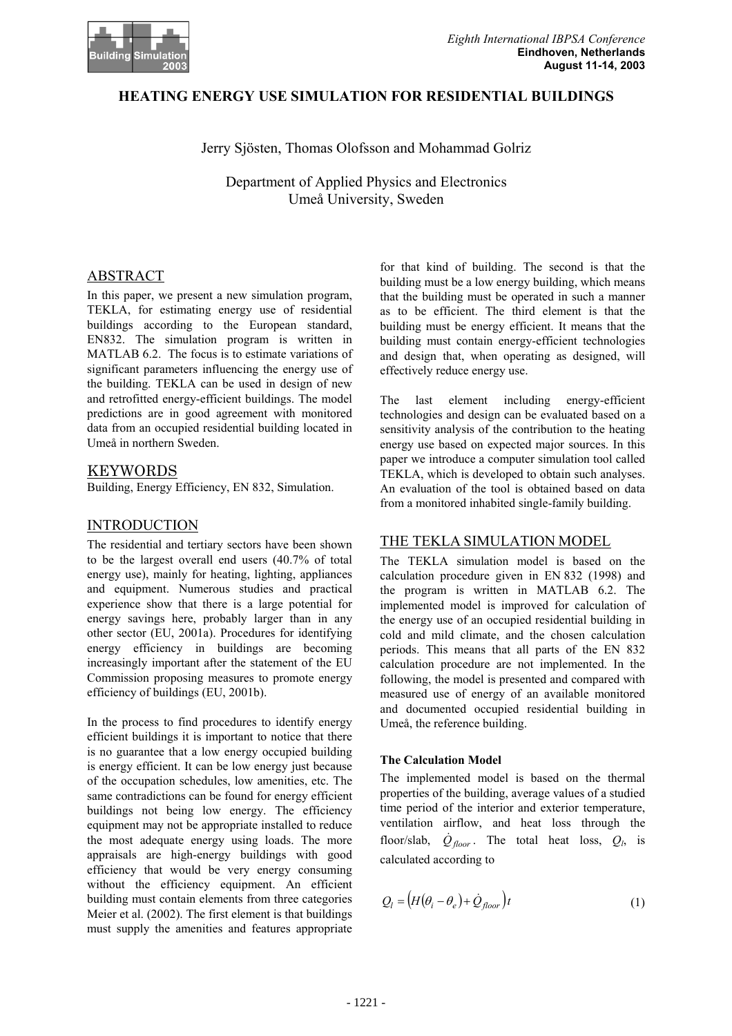# HEATING ENERGY USE SIMULATION FOR RESIDENTIAL BUILDINGS

Jerry Sjösten, Thomas Olofsson and Mohammad Golriz

Department of Applied Physics and Electronics
Umeå University, Sweden

## ABSTRACT

In this paper, we present a new simulation program, TEKLA, for estimating energy use of residential buildings according to the European standard, EN832. The simulation program is written in MATLAB 6.2. The focus is to estimate variations of significant parameters influencing the energy use of the building. TEKLA can be used in design of new and retrofitted energy-efficient buildings. The model predictions are in good agreement with monitored data from an occupied residential building located in Umeå in northern Sweden.

## KEYWORDS

Building, Energy Efficiency, EN 832, Simulation.

## INTRODUCTION

The residential and tertiary sectors have been shown to be the largest overall end users (40.7% of total energy use), mainly for heating, lighting, appliances and equipment. Numerous studies and practical experience show that there is a large potential for energy savings here, probably larger than in any other sector (EU, 2001a). Procedures for identifying energy efficiency in buildings are becoming increasingly important after the statement of the EU Commission proposing measures to promote energy efficiency of buildings (EU, 2001b).

In the process to find procedures to identify energy efficient buildings it is important to notice that there is no guarantee that a low energy occupied building is energy efficient. It can be low energy just because of the occupation schedules, low amenities, etc. The same contradictions can be found for energy efficient buildings not being low energy. The efficiency equipment may not be appropriate installed to reduce the most adequate energy using loads. The more appraisals are high-energy buildings with good efficiency that would be very energy consuming without the efficiency equipment. An efficient building must contain elements from three categories Meier et al. (2002). The first element is that buildings must supply the amenities and features appropriate for that kind of building. The second is that the building must be a low energy building, which means that the building must be operated in such a manner as to be efficient. The third element is that the building must be energy efficient. It means that the building must contain energy-efficient technologies and design that, when operating as designed, will effectively reduce energy use.

The last element including energy-efficient technologies and design can be evaluated based on a sensitivity analysis of the contribution to the heating energy use based on expected major sources. In this paper we introduce a computer simulation tool called TEKLA, which is developed to obtain such analyses. An evaluation of the tool is obtained based on data from a monitored inhabited single-family building.

## THE TEKLA SIMULATION MODEL

The TEKLA simulation model is based on the calculation procedure given in EN 832 (1998) and the program is written in MATLAB 6.2. The implemented model is improved for calculation of the energy use of an occupied residential building in cold and mild climate, and the chosen calculation periods. This means that all parts of the EN 832 calculation procedure are not implemented. In the following, the model is presented and compared with measured use of energy of an available monitored and documented occupied residential building in Umeå, the reference building.

### The Calculation Model

The implemented model is based on the thermal properties of the building, average values of a studied time period of the interior and exterior temperature, ventilation airflow, and heat loss through the floor/slab, $\dot{Q}_{floor}$. The total heat loss, $Q_l$, is calculated according to

$$Q_l = \left(H(\theta_i - \theta_e) + \dot{Q}_{floor}\right)t \qquad (1)$$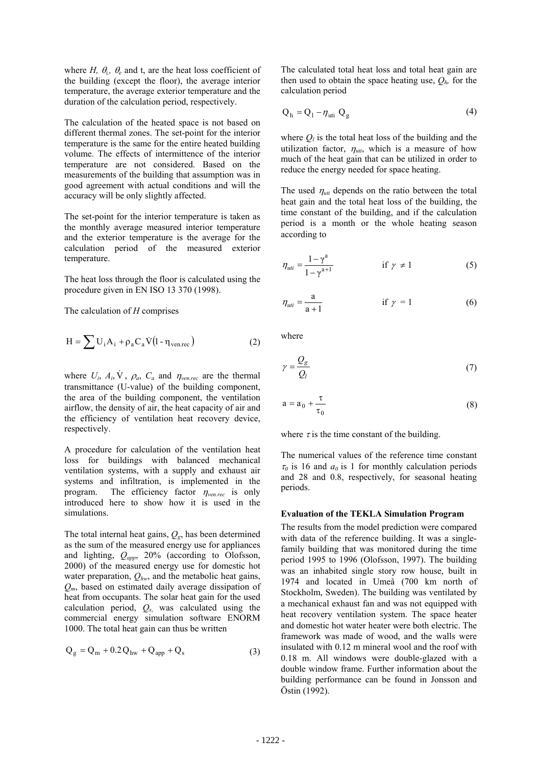where $H$, $\theta_i$, $\theta_e$ and t, are the heat loss coefficient of the building (except the floor), the average interior temperature, the average exterior temperature and the duration of the calculation period, respectively.

The calculation of the heated space is not based on different thermal zones. The set-point for the interior temperature is the same for the entire heated building volume. The effects of intermittence of the interior temperature are not considered. Based on the measurements of the building that assumption was in good agreement with actual conditions and will the accuracy will be only slightly affected.

The set-point for the interior temperature is taken as the monthly average measured interior temperature and the exterior temperature is the average for the calculation period of the measured exterior temperature.

The heat loss through the floor is calculated using the procedure given in EN ISO 13 370 (1998).

The calculation of $H$ comprises

$$H = \sum U_i A_i + \rho_a C_a \dot{V}(1 - \eta_{ven.rec}) \tag{2}$$

where $U_i$, $A_i$, $\dot{V}$, $\rho_a$, $C_a$ and $\eta_{ven.rec}$ are the thermal transmittance (U-value) of the building component, the area of the building component, the ventilation airflow, the density of air, the heat capacity of air and the efficiency of ventilation heat recovery device, respectively.

A procedure for calculation of the ventilation heat loss for buildings with balanced mechanical ventilation systems, with a supply and exhaust air systems and infiltration, is implemented in the program. The efficiency factor $\eta_{ven.rec}$ is only introduced here to show how it is used in the simulations.

The total internal heat gains, $Q_g$, has been determined as the sum of the measured energy use for appliances and lighting, $Q_{app}$, 20% (according to Olofsson, 2000) of the measured energy use for domestic hot water preparation, $Q_{hw}$, and the metabolic heat gains, $Q_m$, based on estimated daily average dissipation of heat from occupants. The solar heat gain for the used calculation period, $Q_s$, was calculated using the commercial energy simulation software ENORM 1000. The total heat gain can thus be written

$$Q_g = Q_m + 0.2\, Q_{hw} + Q_{app} + Q_s \tag{3}$$

The calculated total heat loss and total heat gain are then used to obtain the space heating use, $Q_h$, for the calculation period

$$Q_h = Q_l - \eta_{uti}\, Q_g \tag{4}$$

where $Q_l$ is the total heat loss of the building and the utilization factor, $\eta_{uti}$, which is a measure of how much of the heat gain that can be utilized in order to reduce the energy needed for space heating.

The used $\eta_{uti}$ depends on the ratio between the total heat gain and the total heat loss of the building, the time constant of the building, and if the calculation period is a month or the whole heating season according to

$$\eta_{uti} = \frac{1-\gamma^{a}}{1-\gamma^{a+1}} \qquad \text{if } \gamma \neq 1 \tag{5}$$

$$\eta_{uti} = \frac{a}{a+1} \qquad \text{if } \gamma = 1 \tag{6}$$

where

$$\gamma = \frac{Q_g}{Q_l} \tag{7}$$

$$a = a_0 + \frac{\tau}{\tau_0} \tag{8}$$

where $\tau$ is the time constant of the building.

The numerical values of the reference time constant $\tau_0$ is 16 and $a_0$ is 1 for monthly calculation periods and 28 and 0.8, respectively, for seasonal heating periods.

**Evaluation of the TEKLA Simulation Program**

The results from the model prediction were compared with data of the reference building. It was a single-family building that was monitored during the time period 1995 to 1996 (Olofsson, 1997). The building was an inhabited single story row house, built in 1974 and located in Umeå (700 km north of Stockholm, Sweden). The building was ventilated by a mechanical exhaust fan and was not equipped with heat recovery ventilation system. The space heater and domestic hot water heater were both electric. The framework was made of wood, and the walls were insulated with 0.12 m mineral wool and the roof with 0.18 m. All windows were double-glazed with a double window frame. Further information about the building performance can be found in Jonsson and Östin (1992).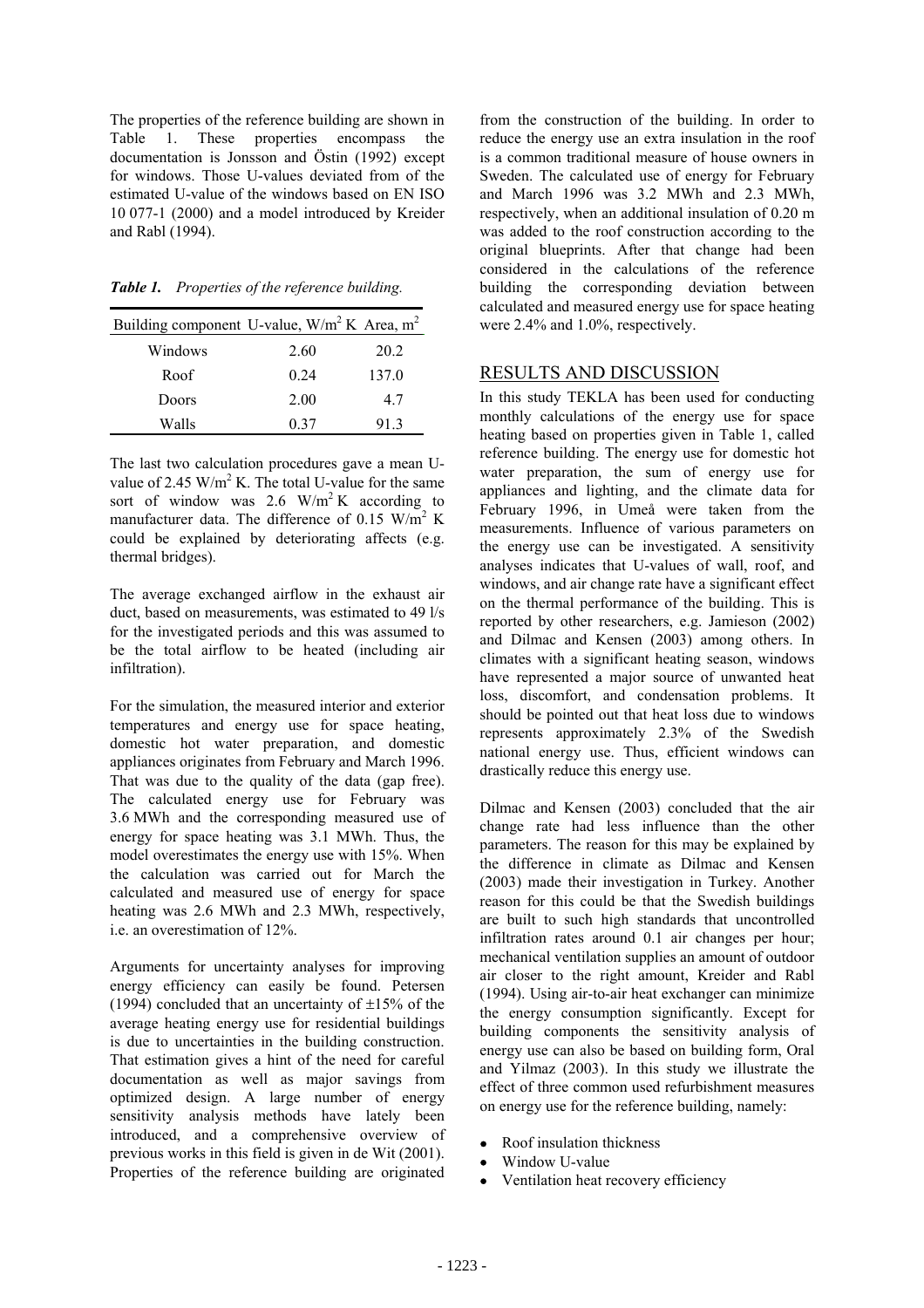The properties of the reference building are shown in Table 1. These properties encompass the documentation is Jonsson and Östin (1992) except for windows. Those U-values deviated from of the estimated U-value of the windows based on EN ISO 10 077-1 (2000) and a model introduced by Kreider and Rabl (1994).

***Table 1.*** *Properties of the reference building.*

| Building component | U-value, $W/m^2$ K | Area, $m^2$ |
|---|---|---|
| Windows | 2.60 | 20.2 |
| Roof | 0.24 | 137.0 |
| Doors | 2.00 | 4.7 |
| Walls | 0.37 | 91.3 |

The last two calculation procedures gave a mean U-value of 2.45 $W/m^2$ K. The total U-value for the same sort of window was 2.6 $W/m^2$ K according to manufacturer data. The difference of 0.15 $W/m^2$ K could be explained by deteriorating affects (e.g. thermal bridges).

The average exchanged airflow in the exhaust air duct, based on measurements, was estimated to 49 l/s for the investigated periods and this was assumed to be the total airflow to be heated (including air infiltration).

For the simulation, the measured interior and exterior temperatures and energy use for space heating, domestic hot water preparation, and domestic appliances originates from February and March 1996. That was due to the quality of the data (gap free). The calculated energy use for February was 3.6 MWh and the corresponding measured use of energy for space heating was 3.1 MWh. Thus, the model overestimates the energy use with 15%. When the calculation was carried out for March the calculated and measured use of energy for space heating was 2.6 MWh and 2.3 MWh, respectively, i.e. an overestimation of 12%.

Arguments for uncertainty analyses for improving energy efficiency can easily be found. Petersen (1994) concluded that an uncertainty of ±15% of the average heating energy use for residential buildings is due to uncertainties in the building construction. That estimation gives a hint of the need for careful documentation as well as major savings from optimized design. A large number of energy sensitivity analysis methods have lately been introduced, and a comprehensive overview of previous works in this field is given in de Wit (2001). Properties of the reference building are originated from the construction of the building. In order to reduce the energy use an extra insulation in the roof is a common traditional measure of house owners in Sweden. The calculated use of energy for February and March 1996 was 3.2 MWh and 2.3 MWh, respectively, when an additional insulation of 0.20 m was added to the roof construction according to the original blueprints. After that change had been considered in the calculations of the reference building the corresponding deviation between calculated and measured energy use for space heating were 2.4% and 1.0%, respectively.

## RESULTS AND DISCUSSION

In this study TEKLA has been used for conducting monthly calculations of the energy use for space heating based on properties given in Table 1, called reference building. The energy use for domestic hot water preparation, the sum of energy use for appliances and lighting, and the climate data for February 1996, in Umeå were taken from the measurements. Influence of various parameters on the energy use can be investigated. A sensitivity analyses indicates that U-values of wall, roof, and windows, and air change rate have a significant effect on the thermal performance of the building. This is reported by other researchers, e.g. Jamieson (2002) and Dilmac and Kensen (2003) among others. In climates with a significant heating season, windows have represented a major source of unwanted heat loss, discomfort, and condensation problems. It should be pointed out that heat loss due to windows represents approximately 2.3% of the Swedish national energy use. Thus, efficient windows can drastically reduce this energy use.

Dilmac and Kensen (2003) concluded that the air change rate had less influence than the other parameters. The reason for this may be explained by the difference in climate as Dilmac and Kensen (2003) made their investigation in Turkey. Another reason for this could be that the Swedish buildings are built to such high standards that uncontrolled infiltration rates around 0.1 air changes per hour; mechanical ventilation supplies an amount of outdoor air closer to the right amount, Kreider and Rabl (1994). Using air-to-air heat exchanger can minimize the energy consumption significantly. Except for building components the sensitivity analysis of energy use can also be based on building form, Oral and Yilmaz (2003). In this study we illustrate the effect of three common used refurbishment measures on energy use for the reference building, namely:

- Roof insulation thickness
- Window U-value
- Ventilation heat recovery efficiency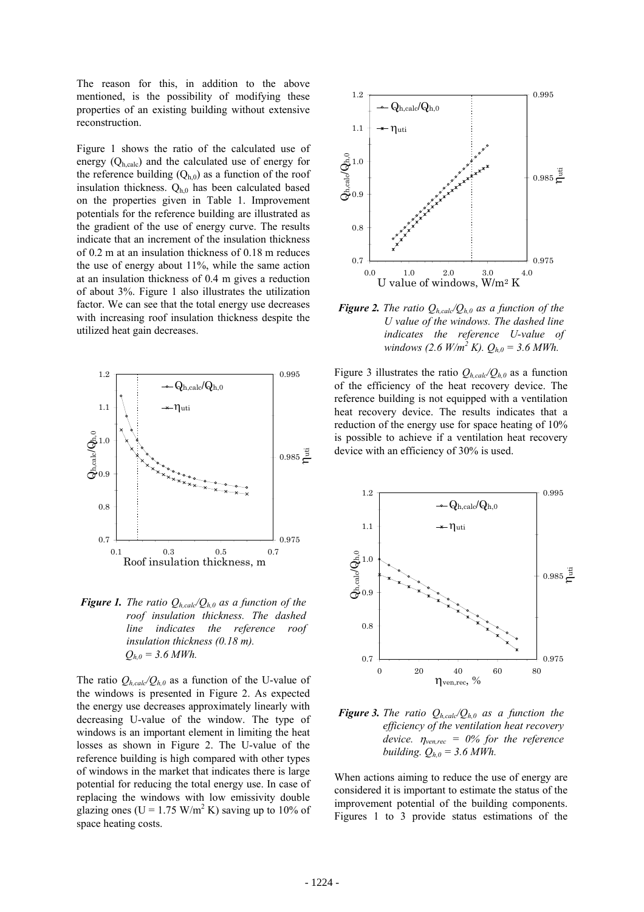The reason for this, in addition to the above mentioned, is the possibility of modifying these properties of an existing building without extensive reconstruction.

Figure 1 shows the ratio of the calculated use of energy ($Q_{h,calc}$) and the calculated use of energy for the reference building ($Q_{h,0}$) as a function of the roof insulation thickness. $Q_{h,0}$ has been calculated based on the properties given in Table 1. Improvement potentials for the reference building are illustrated as the gradient of the use of energy curve. The results indicate that an increment of the insulation thickness of 0.2 m at an insulation thickness of 0.18 m reduces the use of energy about 11%, while the same action at an insulation thickness of 0.4 m gives a reduction of about 3%. Figure 1 also illustrates the utilization factor. We can see that the total energy use decreases with increasing roof insulation thickness despite the utilized heat gain decreases.

***Figure 1.*** *The ratio $Q_{h,calc}/Q_{h,0}$ as a function of the roof insulation thickness. The dashed line indicates the reference roof insulation thickness (0.18 m). $Q_{h,0}$ = 3.6 MWh.*

The ratio $Q_{h,calc}/Q_{h,0}$ as a function of the U-value of the windows is presented in Figure 2. As expected the energy use decreases approximately linearly with decreasing U-value of the window. The type of windows is an important element in limiting the heat losses as shown in Figure 2. The U-value of the reference building is high compared with other types of windows in the market that indicates there is large potential for reducing the total energy use. In case of replacing the windows with low emissivity double glazing ones (U = 1.75 W/m$^2$ K) saving up to 10% of space heating costs.

***Figure 2.*** *The ratio $Q_{h,calc}/Q_{h,0}$ as a function of the U value of the windows. The dashed line indicates the reference U-value of windows (2.6 W/m$^2$ K). $Q_{h,0}$ = 3.6 MWh.*

Figure 3 illustrates the ratio $Q_{h,calc}/Q_{h,0}$ as a function of the efficiency of the heat recovery device. The reference building is not equipped with a ventilation heat recovery device. The results indicates that a reduction of the energy use for space heating of 10% is possible to achieve if a ventilation heat recovery device with an efficiency of 30% is used.

***Figure 3.*** *The ratio $Q_{h,calc}/Q_{h,0}$ as a function the efficiency of the ventilation heat recovery device. $\eta_{ven,rec}$ = 0% for the reference building. $Q_{h,0}$ = 3.6 MWh.*

When actions aiming to reduce the use of energy are considered it is important to estimate the status of the improvement potential of the building components. Figures 1 to 3 provide status estimations of the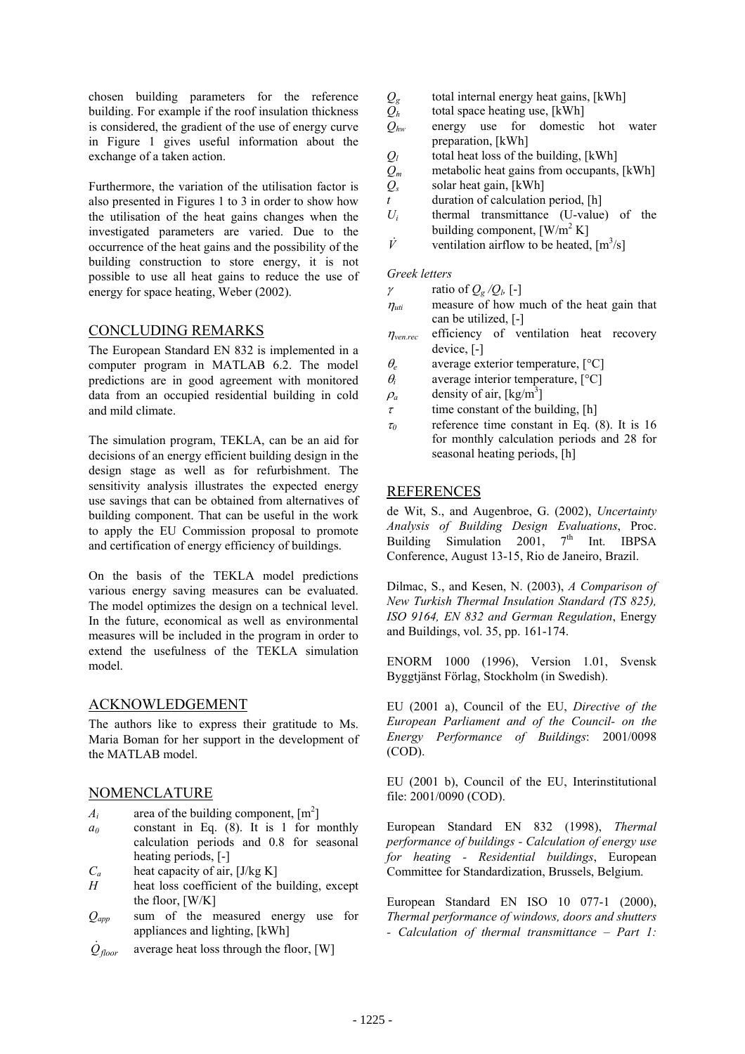chosen building parameters for the reference building. For example if the roof insulation thickness is considered, the gradient of the use of energy curve in Figure 1 gives useful information about the exchange of a taken action.

Furthermore, the variation of the utilisation factor is also presented in Figures 1 to 3 in order to show how the utilisation of the heat gains changes when the investigated parameters are varied. Due to the occurrence of the heat gains and the possibility of the building construction to store energy, it is not possible to use all heat gains to reduce the use of energy for space heating, Weber (2002).

## CONCLUDING REMARKS

The European Standard EN 832 is implemented in a computer program in MATLAB 6.2. The model predictions are in good agreement with monitored data from an occupied residential building in cold and mild climate.

The simulation program, TEKLA, can be an aid for decisions of an energy efficient building design in the design stage as well as for refurbishment. The sensitivity analysis illustrates the expected energy use savings that can be obtained from alternatives of building component. That can be useful in the work to apply the EU Commission proposal to promote and certification of energy efficiency of buildings.

On the basis of the TEKLA model predictions various energy saving measures can be evaluated. The model optimizes the design on a technical level. In the future, economical as well as environmental measures will be included in the program in order to extend the usefulness of the TEKLA simulation model.

## ACKNOWLEDGEMENT

The authors like to express their gratitude to Ms. Maria Boman for her support in the development of the MATLAB model.

## NOMENCLATURE

- $A_i$ area of the building component, [m$^2$]
- $a_0$ constant in Eq. (8). It is 1 for monthly calculation periods and 0.8 for seasonal heating periods, [-]
- $C_a$ heat capacity of air, [J/kg K]
- $H$ heat loss coefficient of the building, except the floor, [W/K]
- $Q_{app}$ sum of the measured energy use for appliances and lighting, [kWh]
- $\dot{Q}_{floor}$ average heat loss through the floor, [W]
- $Q_g$ total internal energy heat gains, [kWh]
- $Q_h$ total space heating use, [kWh]
- $Q_{hw}$ energy use for domestic hot water preparation, [kWh]
- $Q_l$ total heat loss of the building, [kWh]
- $Q_m$ metabolic heat gains from occupants, [kWh]
- $Q_s$ solar heat gain, [kWh]
- $t$ duration of calculation period, [h]
- $U_i$ thermal transmittance (U-value) of the building component, [W/m$^2$ K]
- $\dot{V}$ ventilation airflow to be heated, [m$^3$/s]

*Greek letters*

- $\gamma$ ratio of $Q_g$ /$Q_l$, [-]
- $\eta_{uti}$ measure of how much of the heat gain that can be utilized, [-]
- $\eta_{ven.rec}$ efficiency of ventilation heat recovery device, [-]
- $\theta_e$ average exterior temperature, [°C]
- $\theta_i$ average interior temperature, [°C]
- $\rho_a$ density of air, [kg/m$^3$]
- $\tau$ time constant of the building, [h]
- $\tau_0$ reference time constant in Eq. (8). It is 16 for monthly calculation periods and 28 for seasonal heating periods, [h]

## REFERENCES

de Wit, S., and Augenbroe, G. (2002), *Uncertainty Analysis of Building Design Evaluations*, Proc. Building Simulation 2001, 7th Int. IBPSA Conference, August 13-15, Rio de Janeiro, Brazil.

Dilmac, S., and Kesen, N. (2003), *A Comparison of New Turkish Thermal Insulation Standard (TS 825), ISO 9164, EN 832 and German Regulation*, Energy and Buildings, vol. 35, pp. 161-174.

ENORM 1000 (1996), Version 1.01, Svensk Byggtjänst Förlag, Stockholm (in Swedish).

EU (2001 a), Council of the EU, *Directive of the European Parliament and of the Council- on the Energy Performance of Buildings*: 2001/0098 (COD).

EU (2001 b), Council of the EU, Interinstitutional file: 2001/0090 (COD).

European Standard EN 832 (1998), *Thermal performance of buildings - Calculation of energy use for heating - Residential buildings*, European Committee for Standardization, Brussels, Belgium.

European Standard EN ISO 10 077-1 (2000), *Thermal performance of windows, doors and shutters - Calculation of thermal transmittance – Part 1:*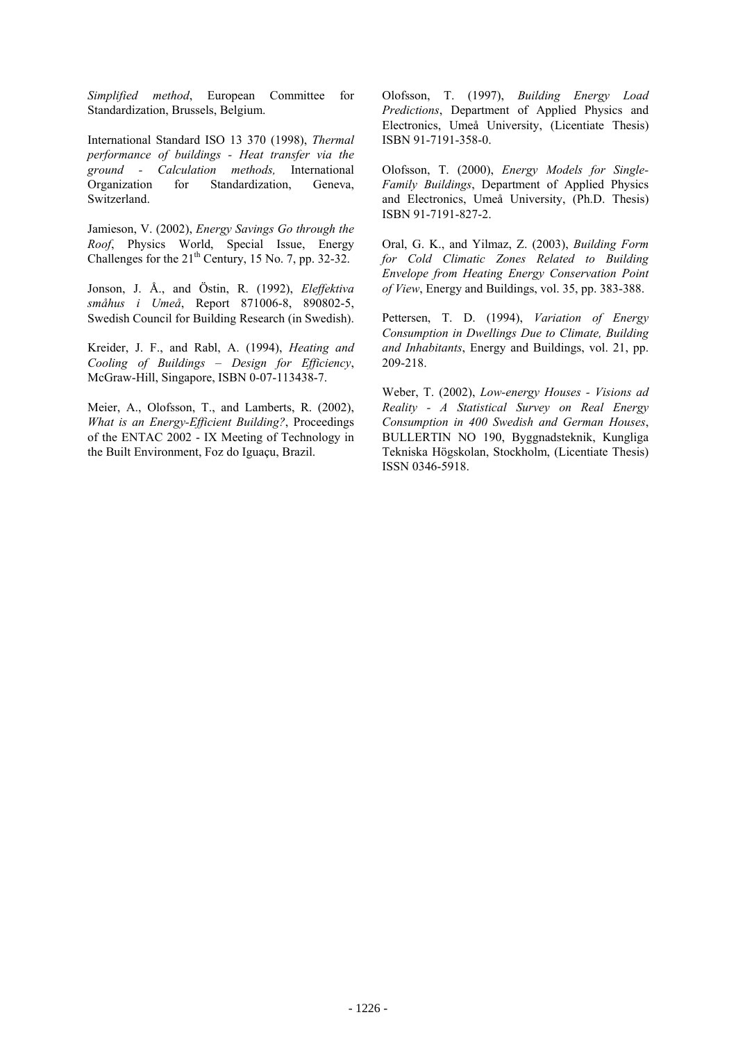*Simplified method*, European Committee for Standardization, Brussels, Belgium.

International Standard ISO 13 370 (1998), *Thermal performance of buildings - Heat transfer via the ground - Calculation methods,* International Organization for Standardization, Geneva, Switzerland.

Jamieson, V. (2002), *Energy Savings Go through the Roof*, Physics World, Special Issue, Energy Challenges for the 21$^{th}$ Century, 15 No. 7, pp. 32-32.

Jonson, J. Å., and Östin, R. (1992), *Eleffektiva småhus i Umeå*, Report 871006-8, 890802-5, Swedish Council for Building Research (in Swedish).

Kreider, J. F., and Rabl, A. (1994), *Heating and Cooling of Buildings – Design for Efficiency*, McGraw-Hill, Singapore, ISBN 0-07-113438-7.

Meier, A., Olofsson, T., and Lamberts, R. (2002), *What is an Energy-Efficient Building?*, Proceedings of the ENTAC 2002 - IX Meeting of Technology in the Built Environment, Foz do Iguaçu, Brazil.

Olofsson, T. (1997), *Building Energy Load Predictions*, Department of Applied Physics and Electronics, Umeå University, (Licentiate Thesis) ISBN 91-7191-358-0.

Olofsson, T. (2000), *Energy Models for Single-Family Buildings*, Department of Applied Physics and Electronics, Umeå University, (Ph.D. Thesis) ISBN 91-7191-827-2.

Oral, G. K., and Yilmaz, Z. (2003), *Building Form for Cold Climatic Zones Related to Building Envelope from Heating Energy Conservation Point of View*, Energy and Buildings, vol. 35, pp. 383-388.

Pettersen, T. D. (1994), *Variation of Energy Consumption in Dwellings Due to Climate, Building and Inhabitants*, Energy and Buildings, vol. 21, pp. 209-218.

Weber, T. (2002), *Low-energy Houses - Visions ad Reality - A Statistical Survey on Real Energy Consumption in 400 Swedish and German Houses*, BULLERTIN NO 190, Byggnadsteknik, Kungliga Tekniska Högskolan, Stockholm, (Licentiate Thesis) ISSN 0346-5918.